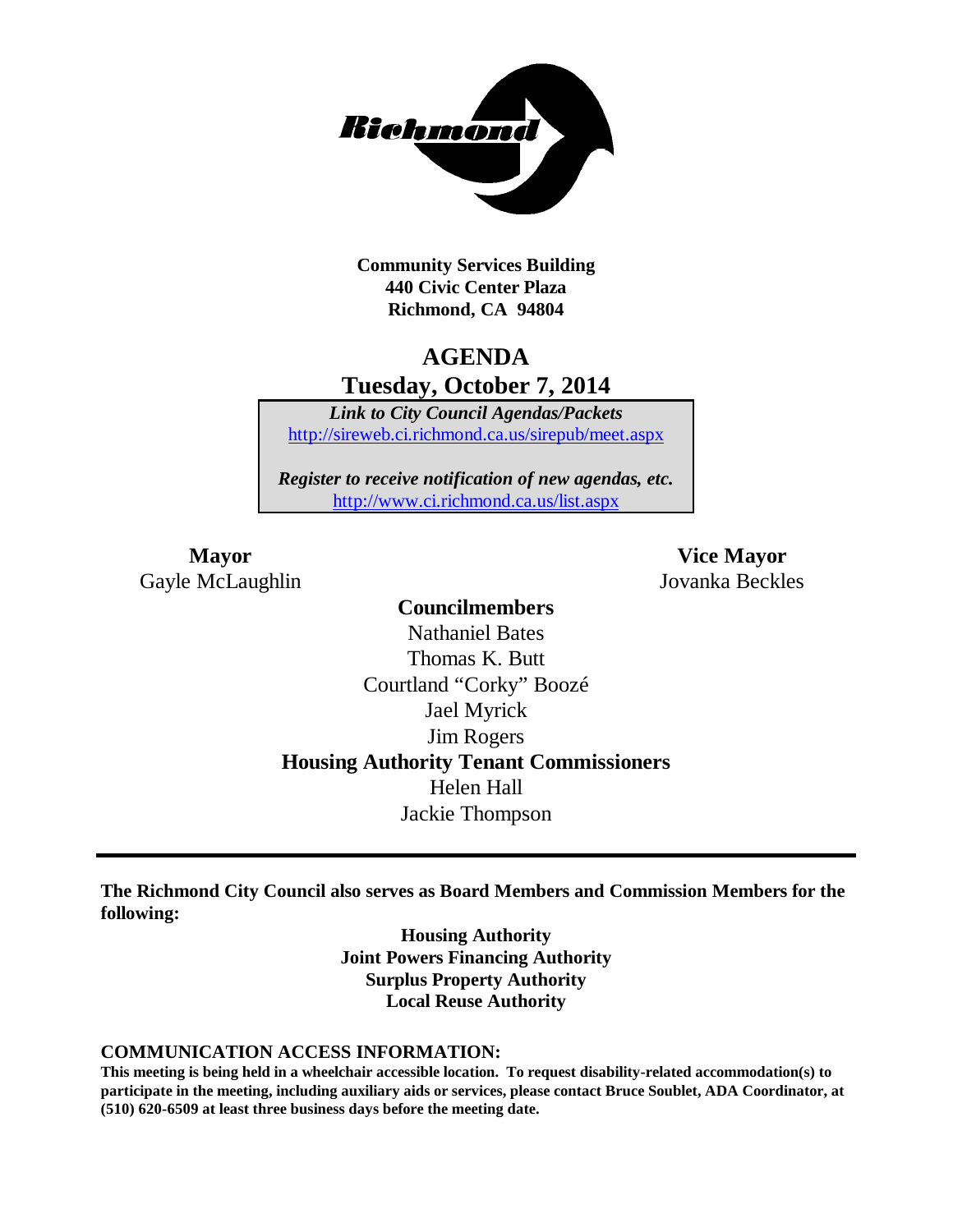**Community Services Building**
**440 Civic Center Plaza**
**Richmond, CA 94804**

# AGENDA
## Tuesday, October 7, 2014

***Link to City Council Agendas/Packets***
http://sireweb.ci.richmond.ca.us/sirepub/meet.aspx

***Register to receive notification of new agendas, etc.***
http://www.ci.richmond.ca.us/list.aspx

**Mayor**
Gayle McLaughlin

**Vice Mayor**
Jovanka Beckles

**Councilmembers**
Nathaniel Bates
Thomas K. Butt
Courtland "Corky" Boozé
Jael Myrick
Jim Rogers

**Housing Authority Tenant Commissioners**
Helen Hall
Jackie Thompson

---

**The Richmond City Council also serves as Board Members and Commission Members for the following:**

**Housing Authority**
**Joint Powers Financing Authority**
**Surplus Property Authority**
**Local Reuse Authority**

**COMMUNICATION ACCESS INFORMATION:**

**This meeting is being held in a wheelchair accessible location. To request disability-related accommodation(s) to participate in the meeting, including auxiliary aids or services, please contact Bruce Soublet, ADA Coordinator, at (510) 620-6509 at least three business days before the meeting date.**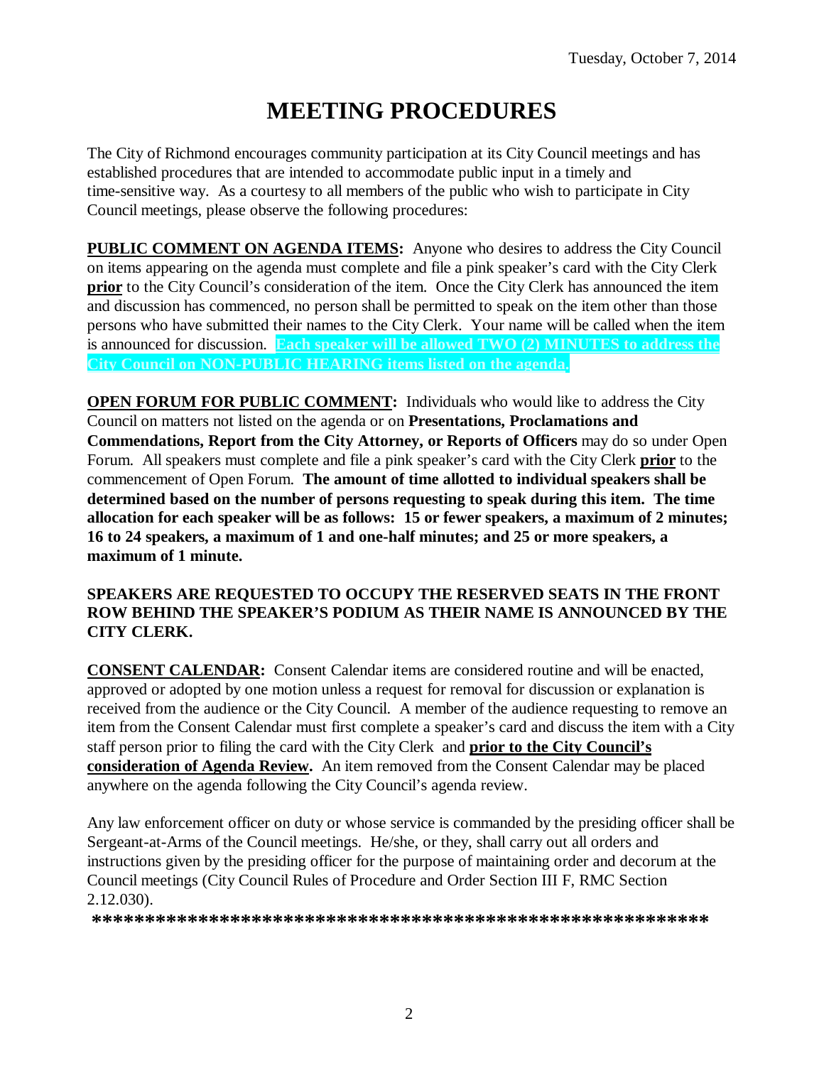Tuesday, October 7, 2014

# MEETING PROCEDURES

The City of Richmond encourages community participation at its City Council meetings and has established procedures that are intended to accommodate public input in a timely and time-sensitive way. As a courtesy to all members of the public who wish to participate in City Council meetings, please observe the following procedures:

**PUBLIC COMMENT ON AGENDA ITEMS:** Anyone who desires to address the City Council on items appearing on the agenda must complete and file a pink speaker's card with the City Clerk **prior** to the City Council's consideration of the item. Once the City Clerk has announced the item and discussion has commenced, no person shall be permitted to speak on the item other than those persons who have submitted their names to the City Clerk. Your name will be called when the item is announced for discussion. **Each speaker will be allowed TWO (2) MINUTES to address the City Council on NON-PUBLIC HEARING items listed on the agenda.**

**OPEN FORUM FOR PUBLIC COMMENT:** Individuals who would like to address the City Council on matters not listed on the agenda or on **Presentations, Proclamations and Commendations, Report from the City Attorney, or Reports of Officers** may do so under Open Forum. All speakers must complete and file a pink speaker's card with the City Clerk **prior** to the commencement of Open Forum. **The amount of time allotted to individual speakers shall be determined based on the number of persons requesting to speak during this item. The time allocation for each speaker will be as follows: 15 or fewer speakers, a maximum of 2 minutes; 16 to 24 speakers, a maximum of 1 and one-half minutes; and 25 or more speakers, a maximum of 1 minute.**

**SPEAKERS ARE REQUESTED TO OCCUPY THE RESERVED SEATS IN THE FRONT ROW BEHIND THE SPEAKER'S PODIUM AS THEIR NAME IS ANNOUNCED BY THE CITY CLERK.**

**CONSENT CALENDAR:** Consent Calendar items are considered routine and will be enacted, approved or adopted by one motion unless a request for removal for discussion or explanation is received from the audience or the City Council. A member of the audience requesting to remove an item from the Consent Calendar must first complete a speaker's card and discuss the item with a City staff person prior to filing the card with the City Clerk and **prior to the City Council's consideration of Agenda Review.** An item removed from the Consent Calendar may be placed anywhere on the agenda following the City Council's agenda review.

Any law enforcement officer on duty or whose service is commanded by the presiding officer shall be Sergeant-at-Arms of the Council meetings. He/she, or they, shall carry out all orders and instructions given by the presiding officer for the purpose of maintaining order and decorum at the Council meetings (City Council Rules of Procedure and Order Section III F, RMC Section 2.12.030).

**\*\*\*\*\*\*\*\*\*\*\*\*\*\*\*\*\*\*\*\*\*\*\*\*\*\*\*\*\*\*\*\*\*\*\*\*\*\*\*\*\*\*\*\*\*\*\*\*\*\*\*\*\*\*\*\*\*\***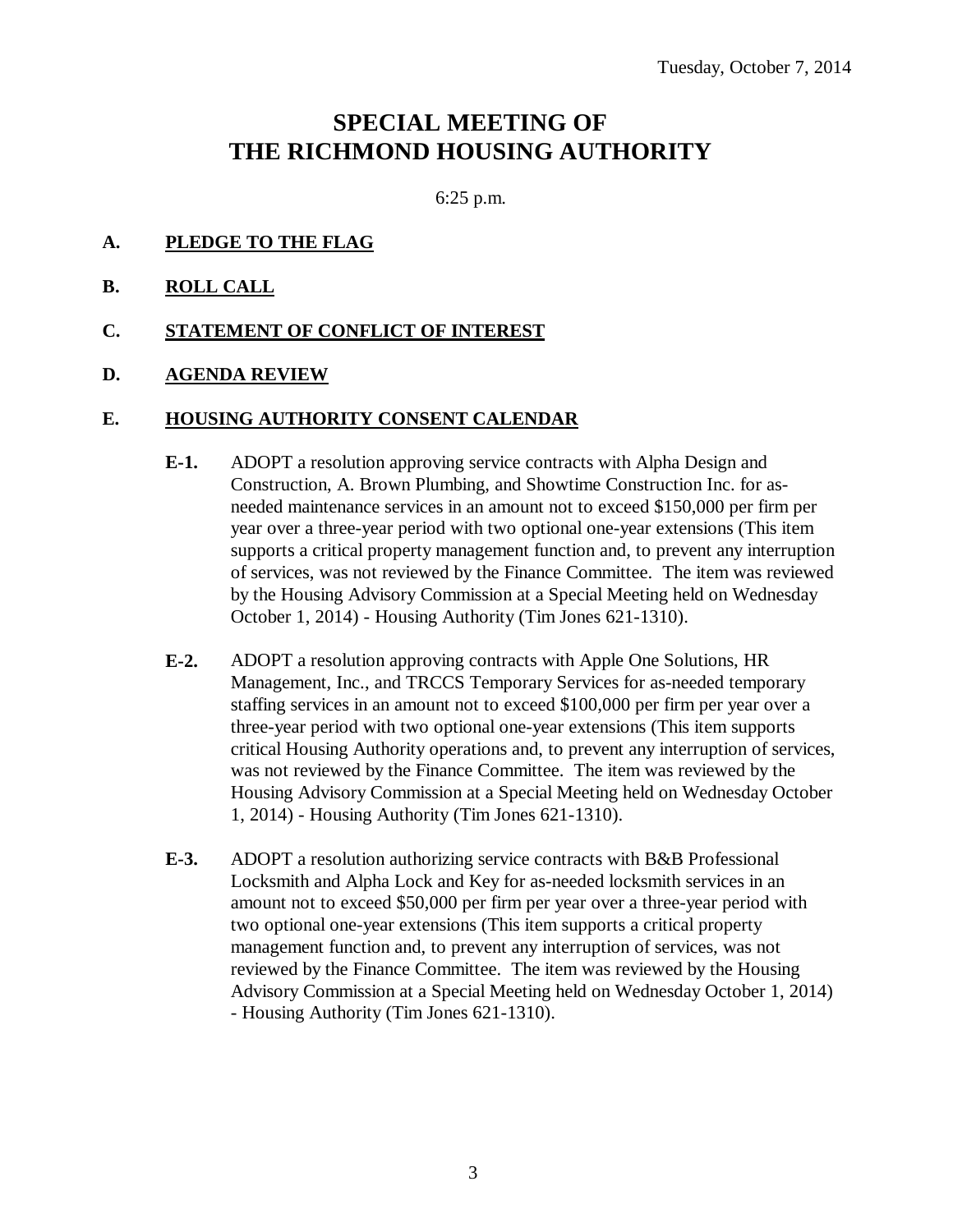Tuesday, October 7, 2014

# SPECIAL MEETING OF THE RICHMOND HOUSING AUTHORITY

6:25 p.m.

**A. PLEDGE TO THE FLAG**

**B. ROLL CALL**

**C. STATEMENT OF CONFLICT OF INTEREST**

**D. AGENDA REVIEW**

**E. HOUSING AUTHORITY CONSENT CALENDAR**

**E-1.** ADOPT a resolution approving service contracts with Alpha Design and Construction, A. Brown Plumbing, and Showtime Construction Inc. for as-needed maintenance services in an amount not to exceed $150,000 per firm per year over a three-year period with two optional one-year extensions (This item supports a critical property management function and, to prevent any interruption of services, was not reviewed by the Finance Committee. The item was reviewed by the Housing Advisory Commission at a Special Meeting held on Wednesday October 1, 2014) - Housing Authority (Tim Jones 621-1310).

**E-2.** ADOPT a resolution approving contracts with Apple One Solutions, HR Management, Inc., and TRCCS Temporary Services for as-needed temporary staffing services in an amount not to exceed $100,000 per firm per year over a three-year period with two optional one-year extensions (This item supports critical Housing Authority operations and, to prevent any interruption of services, was not reviewed by the Finance Committee. The item was reviewed by the Housing Advisory Commission at a Special Meeting held on Wednesday October 1, 2014) - Housing Authority (Tim Jones 621-1310).

**E-3.** ADOPT a resolution authorizing service contracts with B&B Professional Locksmith and Alpha Lock and Key for as-needed locksmith services in an amount not to exceed $50,000 per firm per year over a three-year period with two optional one-year extensions (This item supports a critical property management function and, to prevent any interruption of services, was not reviewed by the Finance Committee. The item was reviewed by the Housing Advisory Commission at a Special Meeting held on Wednesday October 1, 2014) - Housing Authority (Tim Jones 621-1310).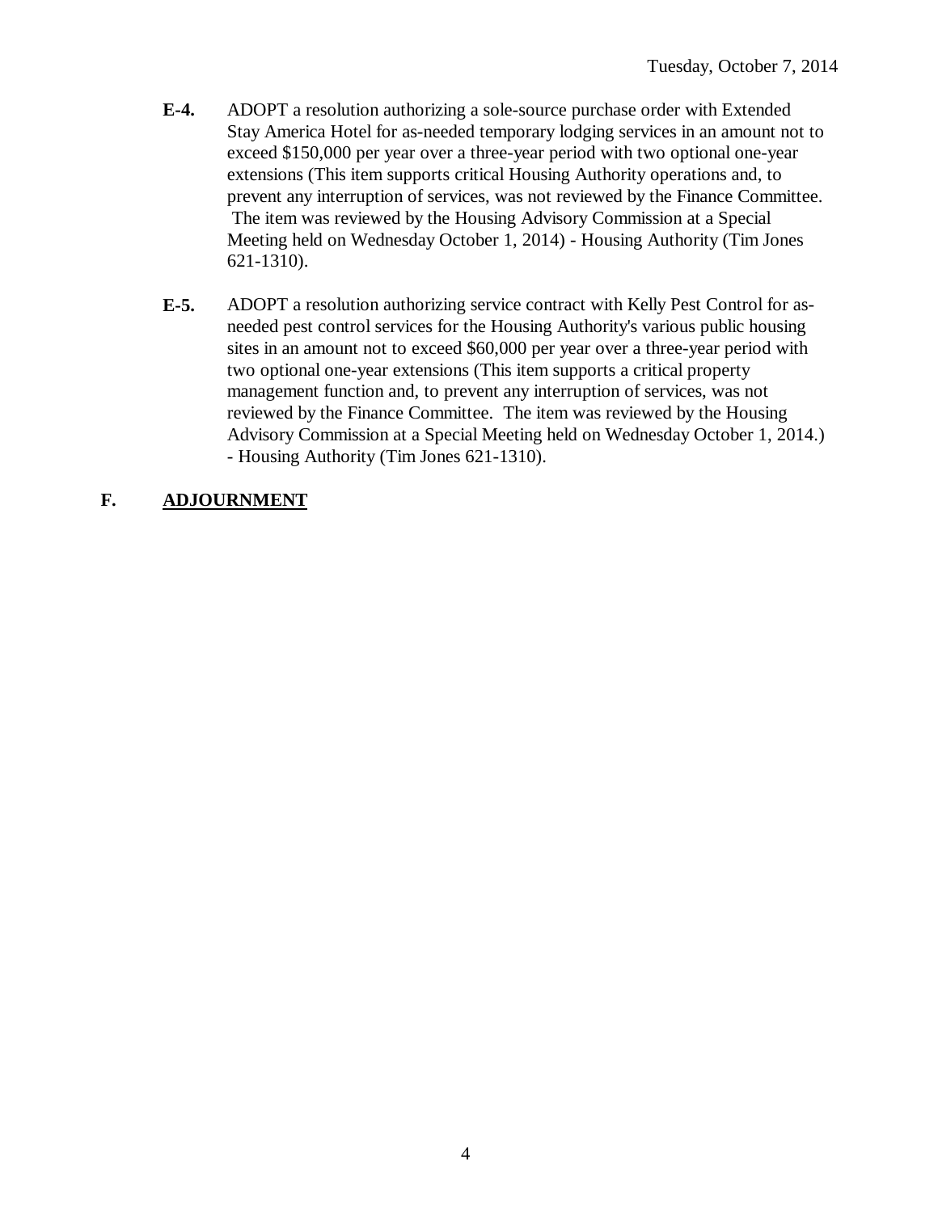**E-4.** ADOPT a resolution authorizing a sole-source purchase order with Extended Stay America Hotel for as-needed temporary lodging services in an amount not to exceed $150,000 per year over a three-year period with two optional one-year extensions (This item supports critical Housing Authority operations and, to prevent any interruption of services, was not reviewed by the Finance Committee. The item was reviewed by the Housing Advisory Commission at a Special Meeting held on Wednesday October 1, 2014) - Housing Authority (Tim Jones 621-1310).

**E-5.** ADOPT a resolution authorizing service contract with Kelly Pest Control for as-needed pest control services for the Housing Authority's various public housing sites in an amount not to exceed $60,000 per year over a three-year period with two optional one-year extensions (This item supports a critical property management function and, to prevent any interruption of services, was not reviewed by the Finance Committee. The item was reviewed by the Housing Advisory Commission at a Special Meeting held on Wednesday October 1, 2014.) - Housing Authority (Tim Jones 621-1310).

## F. ADJOURNMENT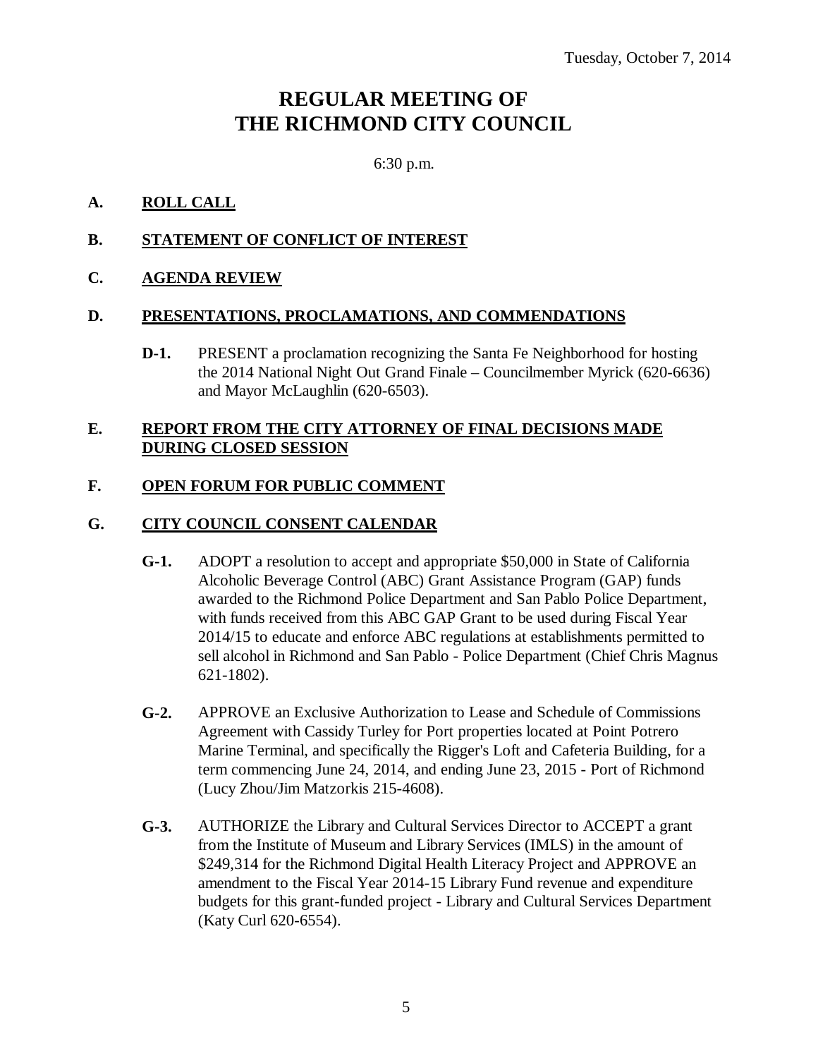Tuesday, October 7, 2014

# REGULAR MEETING OF THE RICHMOND CITY COUNCIL

6:30 p.m.

**A. ROLL CALL**

**B. STATEMENT OF CONFLICT OF INTEREST**

**C. AGENDA REVIEW**

**D. PRESENTATIONS, PROCLAMATIONS, AND COMMENDATIONS**

**D-1.** PRESENT a proclamation recognizing the Santa Fe Neighborhood for hosting the 2014 National Night Out Grand Finale – Councilmember Myrick (620-6636) and Mayor McLaughlin (620-6503).

**E. REPORT FROM THE CITY ATTORNEY OF FINAL DECISIONS MADE DURING CLOSED SESSION**

**F. OPEN FORUM FOR PUBLIC COMMENT**

**G. CITY COUNCIL CONSENT CALENDAR**

**G-1.** ADOPT a resolution to accept and appropriate $50,000 in State of California Alcoholic Beverage Control (ABC) Grant Assistance Program (GAP) funds awarded to the Richmond Police Department and San Pablo Police Department, with funds received from this ABC GAP Grant to be used during Fiscal Year 2014/15 to educate and enforce ABC regulations at establishments permitted to sell alcohol in Richmond and San Pablo - Police Department (Chief Chris Magnus 621-1802).

**G-2.** APPROVE an Exclusive Authorization to Lease and Schedule of Commissions Agreement with Cassidy Turley for Port properties located at Point Potrero Marine Terminal, and specifically the Rigger's Loft and Cafeteria Building, for a term commencing June 24, 2014, and ending June 23, 2015 - Port of Richmond (Lucy Zhou/Jim Matzorkis 215-4608).

**G-3.** AUTHORIZE the Library and Cultural Services Director to ACCEPT a grant from the Institute of Museum and Library Services (IMLS) in the amount of $249,314 for the Richmond Digital Health Literacy Project and APPROVE an amendment to the Fiscal Year 2014-15 Library Fund revenue and expenditure budgets for this grant-funded project - Library and Cultural Services Department (Katy Curl 620-6554).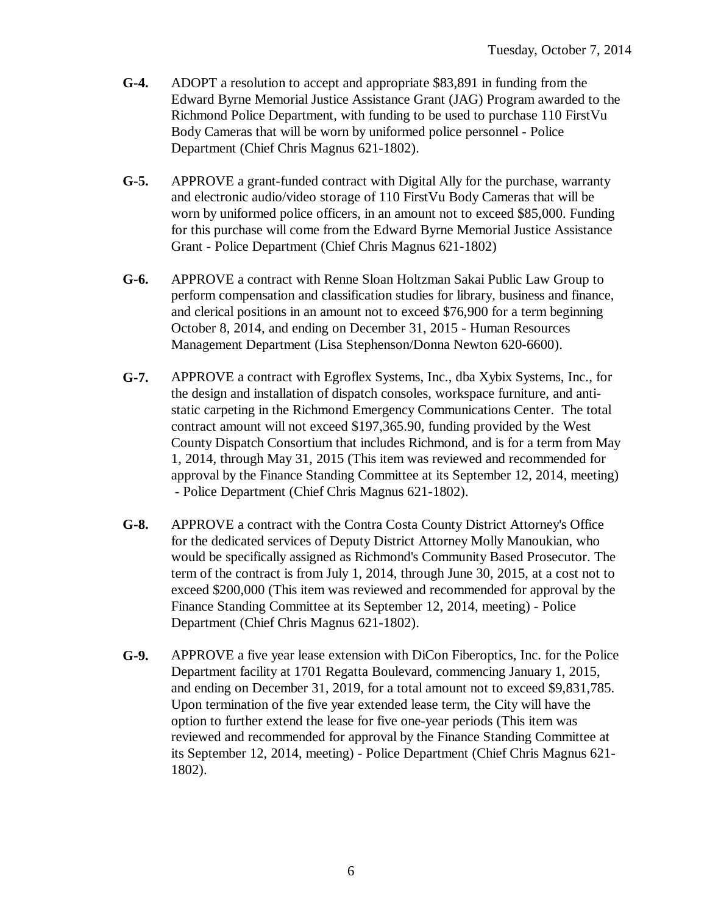**G-4.** ADOPT a resolution to accept and appropriate $83,891 in funding from the Edward Byrne Memorial Justice Assistance Grant (JAG) Program awarded to the Richmond Police Department, with funding to be used to purchase 110 FirstVu Body Cameras that will be worn by uniformed police personnel - Police Department (Chief Chris Magnus 621-1802).

**G-5.** APPROVE a grant-funded contract with Digital Ally for the purchase, warranty and electronic audio/video storage of 110 FirstVu Body Cameras that will be worn by uniformed police officers, in an amount not to exceed $85,000. Funding for this purchase will come from the Edward Byrne Memorial Justice Assistance Grant - Police Department (Chief Chris Magnus 621-1802)

**G-6.** APPROVE a contract with Renne Sloan Holtzman Sakai Public Law Group to perform compensation and classification studies for library, business and finance, and clerical positions in an amount not to exceed $76,900 for a term beginning October 8, 2014, and ending on December 31, 2015 - Human Resources Management Department (Lisa Stephenson/Donna Newton 620-6600).

**G-7.** APPROVE a contract with Egroflex Systems, Inc., dba Xybix Systems, Inc., for the design and installation of dispatch consoles, workspace furniture, and anti-static carpeting in the Richmond Emergency Communications Center. The total contract amount will not exceed $197,365.90, funding provided by the West County Dispatch Consortium that includes Richmond, and is for a term from May 1, 2014, through May 31, 2015 (This item was reviewed and recommended for approval by the Finance Standing Committee at its September 12, 2014, meeting) - Police Department (Chief Chris Magnus 621-1802).

**G-8.** APPROVE a contract with the Contra Costa County District Attorney's Office for the dedicated services of Deputy District Attorney Molly Manoukian, who would be specifically assigned as Richmond's Community Based Prosecutor. The term of the contract is from July 1, 2014, through June 30, 2015, at a cost not to exceed $200,000 (This item was reviewed and recommended for approval by the Finance Standing Committee at its September 12, 2014, meeting) - Police Department (Chief Chris Magnus 621-1802).

**G-9.** APPROVE a five year lease extension with DiCon Fiberoptics, Inc. for the Police Department facility at 1701 Regatta Boulevard, commencing January 1, 2015, and ending on December 31, 2019, for a total amount not to exceed $9,831,785. Upon termination of the five year extended lease term, the City will have the option to further extend the lease for five one-year periods (This item was reviewed and recommended for approval by the Finance Standing Committee at its September 12, 2014, meeting) - Police Department (Chief Chris Magnus 621-1802).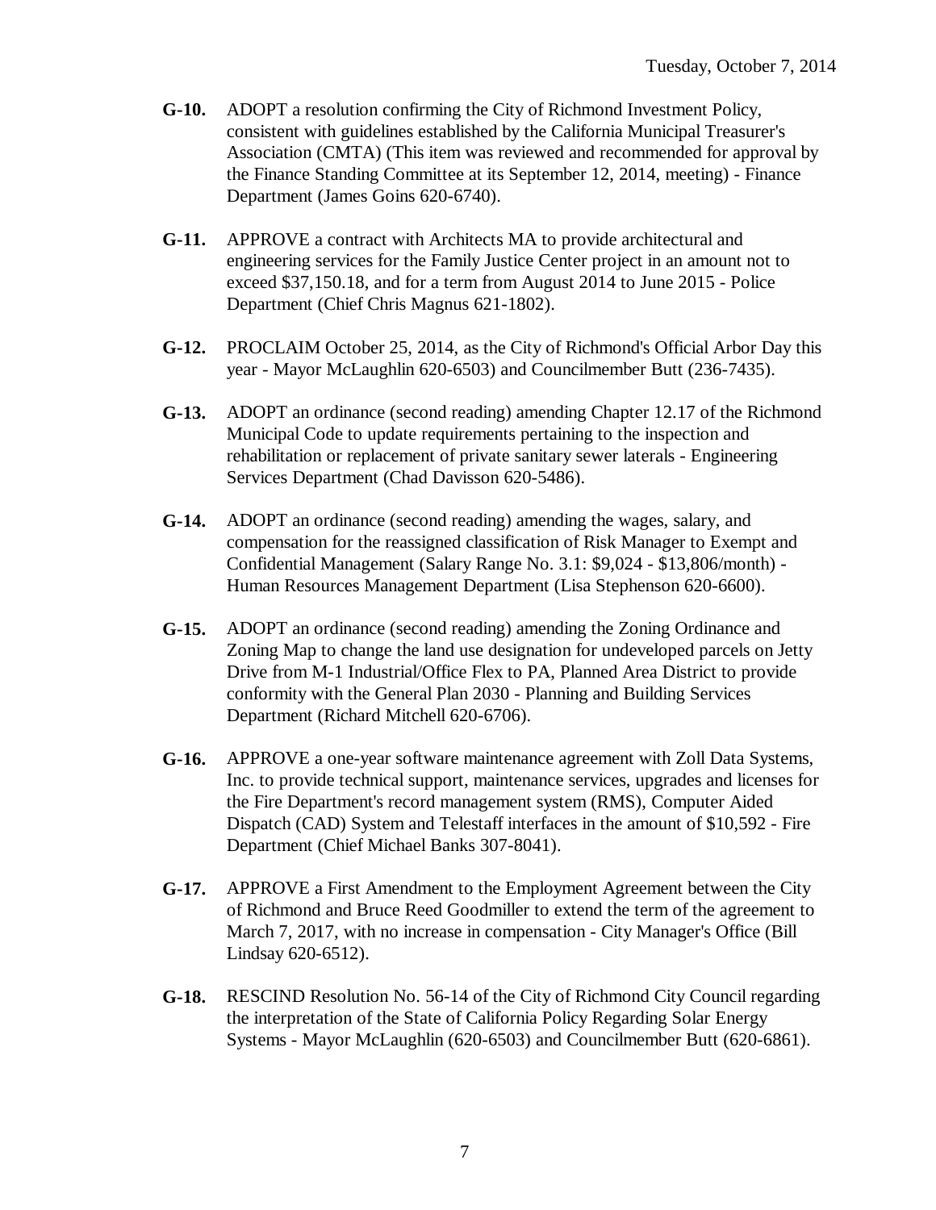**G-10.** ADOPT a resolution confirming the City of Richmond Investment Policy, consistent with guidelines established by the California Municipal Treasurer's Association (CMTA) (This item was reviewed and recommended for approval by the Finance Standing Committee at its September 12, 2014, meeting) - Finance Department (James Goins 620-6740).

**G-11.** APPROVE a contract with Architects MA to provide architectural and engineering services for the Family Justice Center project in an amount not to exceed $37,150.18, and for a term from August 2014 to June 2015 - Police Department (Chief Chris Magnus 621-1802).

**G-12.** PROCLAIM October 25, 2014, as the City of Richmond's Official Arbor Day this year - Mayor McLaughlin 620-6503) and Councilmember Butt (236-7435).

**G-13.** ADOPT an ordinance (second reading) amending Chapter 12.17 of the Richmond Municipal Code to update requirements pertaining to the inspection and rehabilitation or replacement of private sanitary sewer laterals - Engineering Services Department (Chad Davisson 620-5486).

**G-14.** ADOPT an ordinance (second reading) amending the wages, salary, and compensation for the reassigned classification of Risk Manager to Exempt and Confidential Management (Salary Range No. 3.1: $9,024 - $13,806/month) - Human Resources Management Department (Lisa Stephenson 620-6600).

**G-15.** ADOPT an ordinance (second reading) amending the Zoning Ordinance and Zoning Map to change the land use designation for undeveloped parcels on Jetty Drive from M-1 Industrial/Office Flex to PA, Planned Area District to provide conformity with the General Plan 2030 - Planning and Building Services Department (Richard Mitchell 620-6706).

**G-16.** APPROVE a one-year software maintenance agreement with Zoll Data Systems, Inc. to provide technical support, maintenance services, upgrades and licenses for the Fire Department's record management system (RMS), Computer Aided Dispatch (CAD) System and Telestaff interfaces in the amount of $10,592 - Fire Department (Chief Michael Banks 307-8041).

**G-17.** APPROVE a First Amendment to the Employment Agreement between the City of Richmond and Bruce Reed Goodmiller to extend the term of the agreement to March 7, 2017, with no increase in compensation - City Manager's Office (Bill Lindsay 620-6512).

**G-18.** RESCIND Resolution No. 56-14 of the City of Richmond City Council regarding the interpretation of the State of California Policy Regarding Solar Energy Systems - Mayor McLaughlin (620-6503) and Councilmember Butt (620-6861).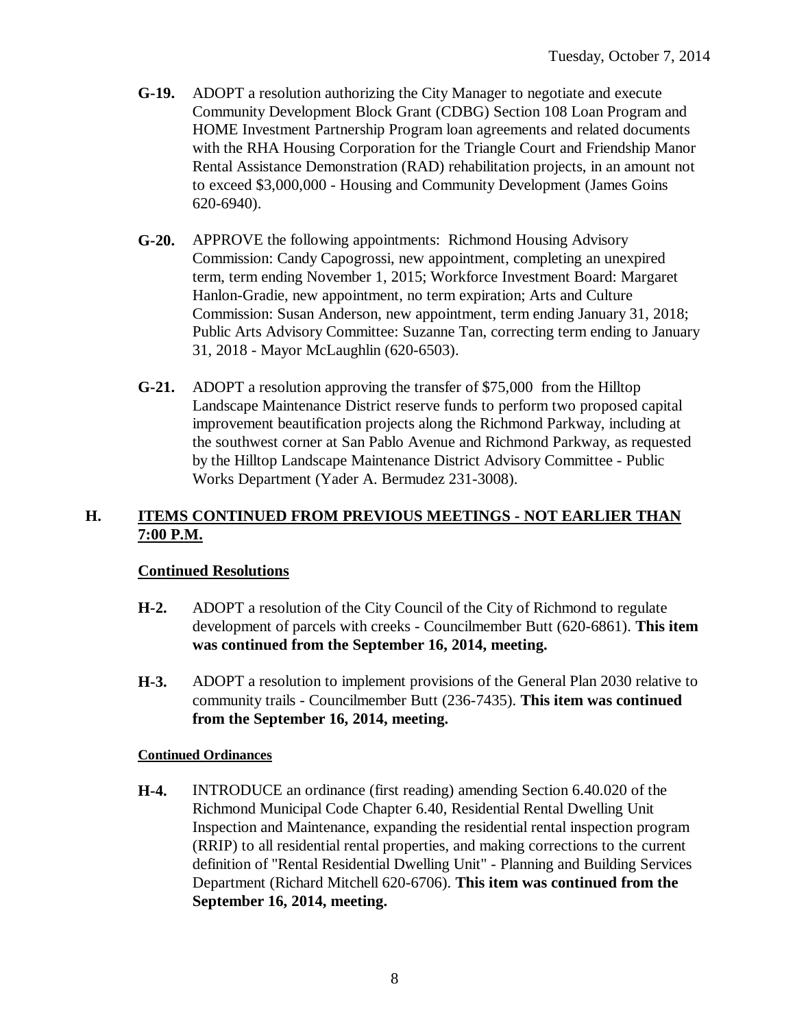**G-19.** ADOPT a resolution authorizing the City Manager to negotiate and execute Community Development Block Grant (CDBG) Section 108 Loan Program and HOME Investment Partnership Program loan agreements and related documents with the RHA Housing Corporation for the Triangle Court and Friendship Manor Rental Assistance Demonstration (RAD) rehabilitation projects, in an amount not to exceed $3,000,000 - Housing and Community Development (James Goins 620-6940).

**G-20.** APPROVE the following appointments: Richmond Housing Advisory Commission: Candy Capogrossi, new appointment, completing an unexpired term, term ending November 1, 2015; Workforce Investment Board: Margaret Hanlon-Gradie, new appointment, no term expiration; Arts and Culture Commission: Susan Anderson, new appointment, term ending January 31, 2018; Public Arts Advisory Committee: Suzanne Tan, correcting term ending to January 31, 2018 - Mayor McLaughlin (620-6503).

**G-21.** ADOPT a resolution approving the transfer of $75,000 from the Hilltop Landscape Maintenance District reserve funds to perform two proposed capital improvement beautification projects along the Richmond Parkway, including at the southwest corner at San Pablo Avenue and Richmond Parkway, as requested by the Hilltop Landscape Maintenance District Advisory Committee - Public Works Department (Yader A. Bermudez 231-3008).

## H. ITEMS CONTINUED FROM PREVIOUS MEETINGS - NOT EARLIER THAN 7:00 P.M.

### Continued Resolutions

**H-2.** ADOPT a resolution of the City Council of the City of Richmond to regulate development of parcels with creeks - Councilmember Butt (620-6861). **This item was continued from the September 16, 2014, meeting.**

**H-3.** ADOPT a resolution to implement provisions of the General Plan 2030 relative to community trails - Councilmember Butt (236-7435). **This item was continued from the September 16, 2014, meeting.**

### Continued Ordinances

**H-4.** INTRODUCE an ordinance (first reading) amending Section 6.40.020 of the Richmond Municipal Code Chapter 6.40, Residential Rental Dwelling Unit Inspection and Maintenance, expanding the residential rental inspection program (RRIP) to all residential rental properties, and making corrections to the current definition of "Rental Residential Dwelling Unit" - Planning and Building Services Department (Richard Mitchell 620-6706). **This item was continued from the September 16, 2014, meeting.**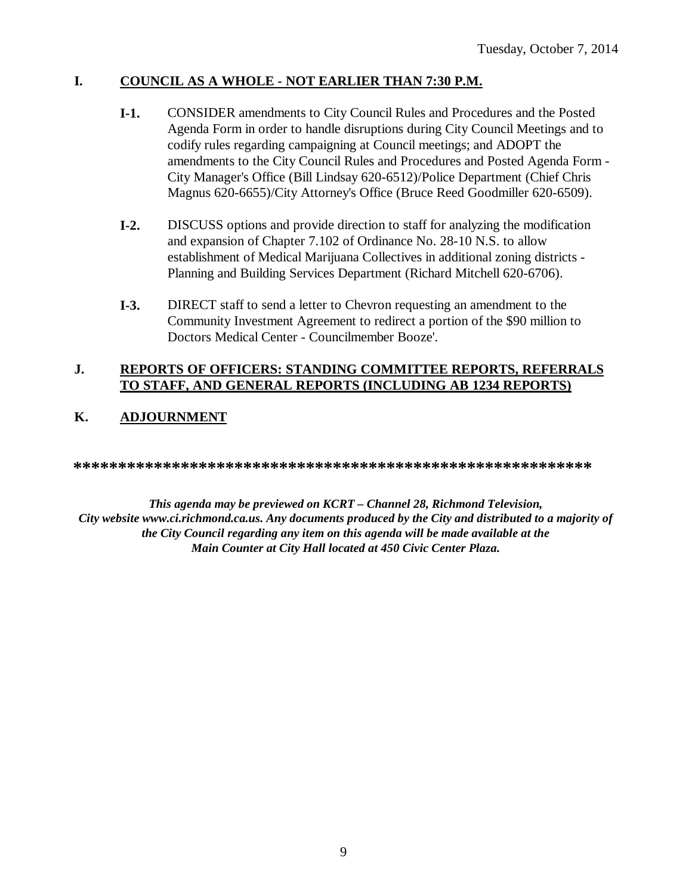Tuesday, October 7, 2014

## I. COUNCIL AS A WHOLE - NOT EARLIER THAN 7:30 P.M.

**I-1.** CONSIDER amendments to City Council Rules and Procedures and the Posted Agenda Form in order to handle disruptions during City Council Meetings and to codify rules regarding campaigning at Council meetings; and ADOPT the amendments to the City Council Rules and Procedures and Posted Agenda Form - City Manager's Office (Bill Lindsay 620-6512)/Police Department (Chief Chris Magnus 620-6655)/City Attorney's Office (Bruce Reed Goodmiller 620-6509).

**I-2.** DISCUSS options and provide direction to staff for analyzing the modification and expansion of Chapter 7.102 of Ordinance No. 28-10 N.S. to allow establishment of Medical Marijuana Collectives in additional zoning districts - Planning and Building Services Department (Richard Mitchell 620-6706).

**I-3.** DIRECT staff to send a letter to Chevron requesting an amendment to the Community Investment Agreement to redirect a portion of the $90 million to Doctors Medical Center - Councilmember Booze'.

## J. REPORTS OF OFFICERS: STANDING COMMITTEE REPORTS, REFERRALS TO STAFF, AND GENERAL REPORTS (INCLUDING AB 1234 REPORTS)

## K. ADJOURNMENT

**********************************************************

***This agenda may be previewed on KCRT – Channel 28, Richmond Television, City website www.ci.richmond.ca.us. Any documents produced by the City and distributed to a majority of the City Council regarding any item on this agenda will be made available at the Main Counter at City Hall located at 450 Civic Center Plaza.***